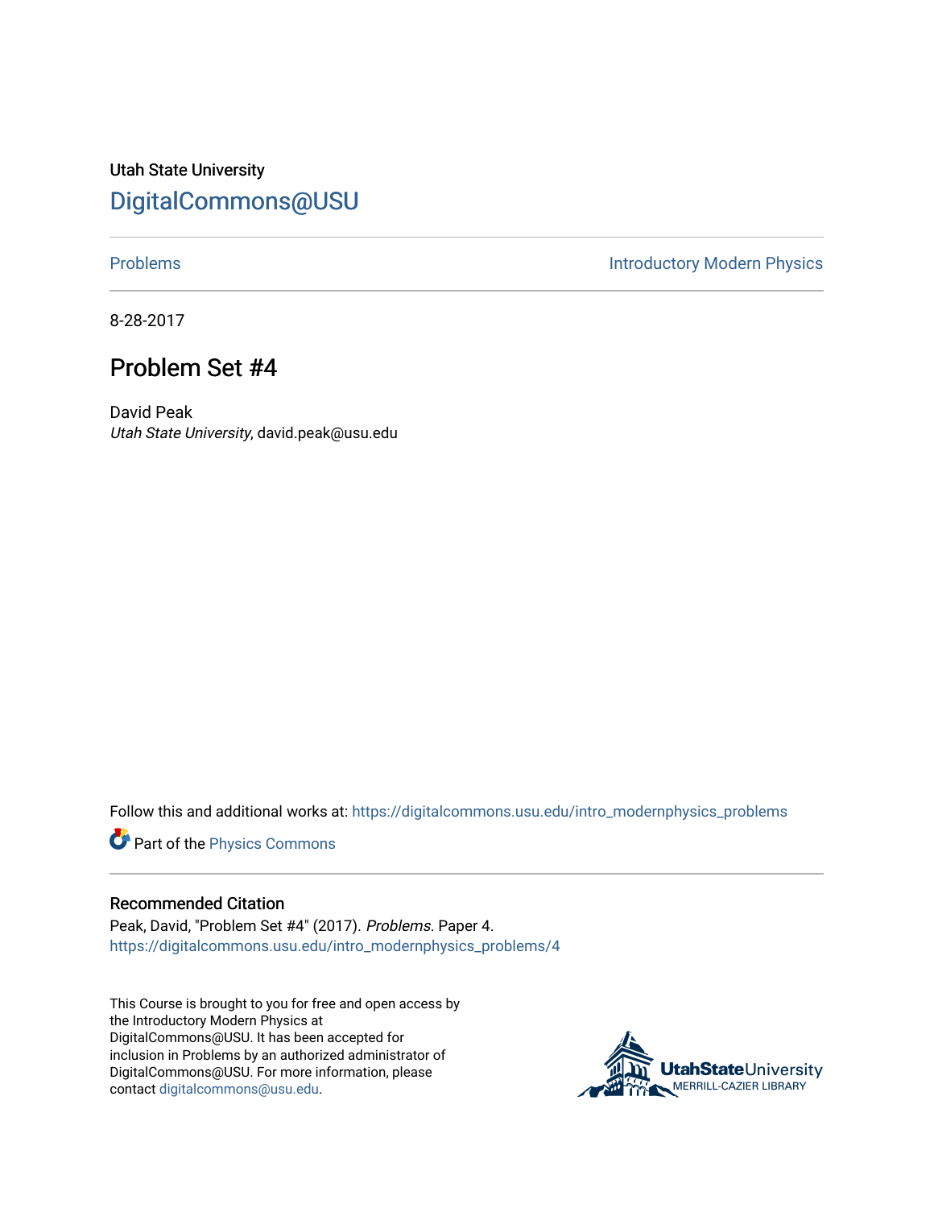Utah State University

# DigitalCommons@USU

Problems | Introductory Modern Physics

8-28-2017

## Problem Set #4

David Peak
*Utah State University*, david.peak@usu.edu

Follow this and additional works at: https://digitalcommons.usu.edu/intro_modernphysics_problems

Part of the Physics Commons

### Recommended Citation

Peak, David, "Problem Set #4" (2017). *Problems.* Paper 4.
https://digitalcommons.usu.edu/intro_modernphysics_problems/4

This Course is brought to you for free and open access by the Introductory Modern Physics at DigitalCommons@USU. It has been accepted for inclusion in Problems by an authorized administrator of DigitalCommons@USU. For more information, please contact digitalcommons@usu.edu.

UtahStateUniversity
MERRILL-CAZIER LIBRARY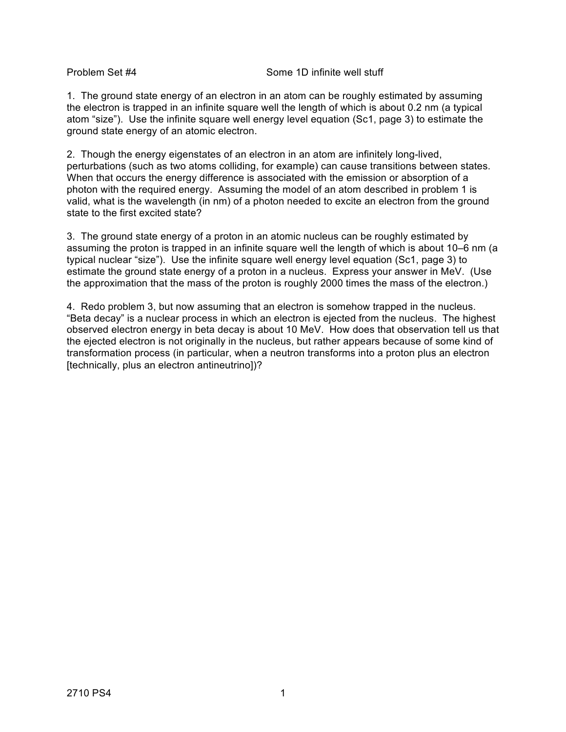Problem Set #4 Some 1D infinite well stuff

1. The ground state energy of an electron in an atom can be roughly estimated by assuming the electron is trapped in an infinite square well the length of which is about 0.2 nm (a typical atom "size"). Use the infinite square well energy level equation (Sc1, page 3) to estimate the ground state energy of an atomic electron.

2. Though the energy eigenstates of an electron in an atom are infinitely long-lived, perturbations (such as two atoms colliding, for example) can cause transitions between states. When that occurs the energy difference is associated with the emission or absorption of a photon with the required energy. Assuming the model of an atom described in problem 1 is valid, what is the wavelength (in nm) of a photon needed to excite an electron from the ground state to the first excited state?

3. The ground state energy of a proton in an atomic nucleus can be roughly estimated by assuming the proton is trapped in an infinite square well the length of which is about 10–6 nm (a typical nuclear "size"). Use the infinite square well energy level equation (Sc1, page 3) to estimate the ground state energy of a proton in a nucleus. Express your answer in MeV. (Use the approximation that the mass of the proton is roughly 2000 times the mass of the electron.)

4. Redo problem 3, but now assuming that an electron is somehow trapped in the nucleus. "Beta decay" is a nuclear process in which an electron is ejected from the nucleus. The highest observed electron energy in beta decay is about 10 MeV. How does that observation tell us that the ejected electron is not originally in the nucleus, but rather appears because of some kind of transformation process (in particular, when a neutron transforms into a proton plus an electron [technically, plus an electron antineutrino])?